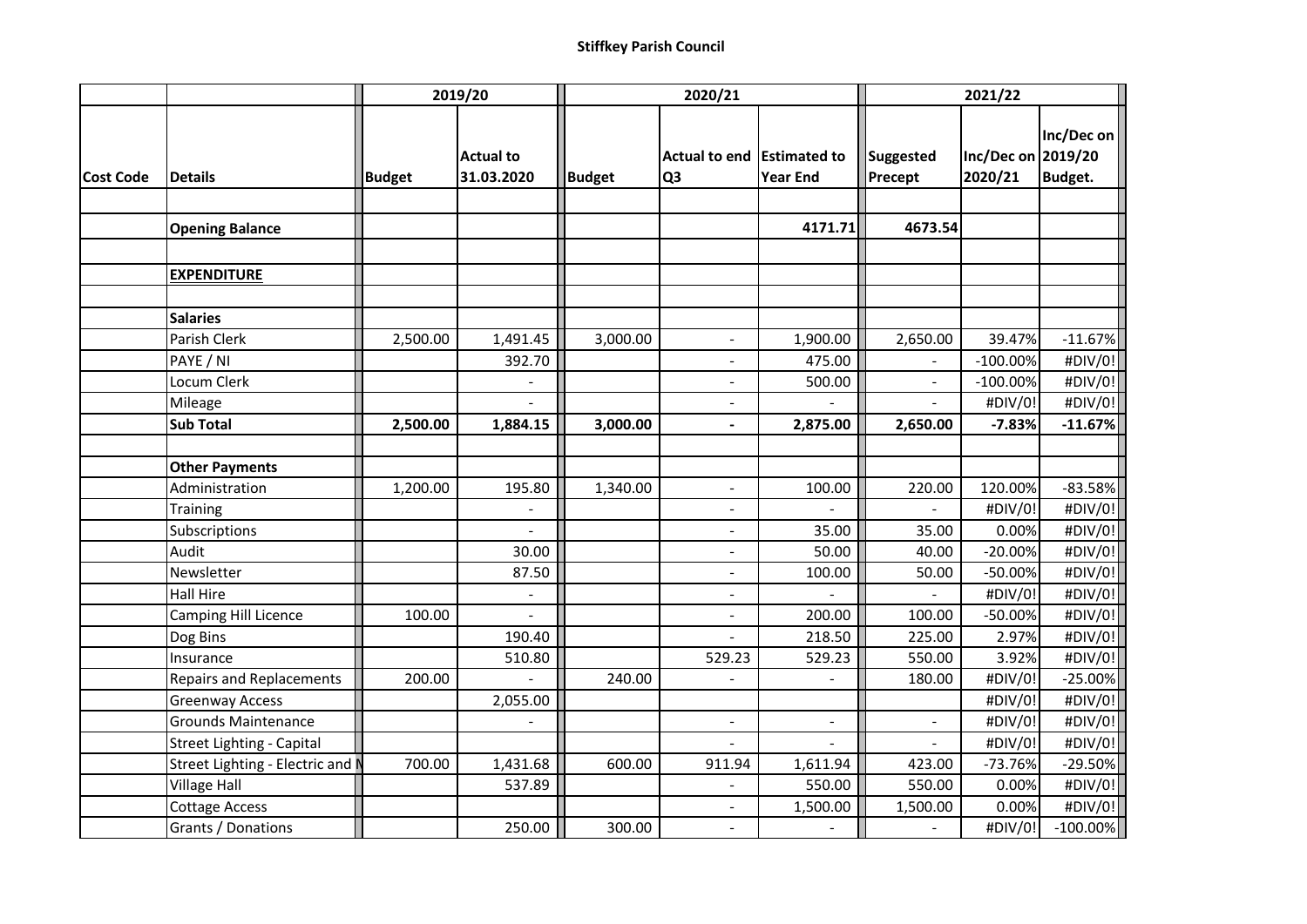**Stiffkey Parish Council**

| | | 2019/20 | | 2020/21 | | | 2021/22 | | |
|---|---|---|---|---|---|---|---|---|---|
| Cost Code | Details | Budget | Actual to 31.03.2020 | Budget | Actual to end Q3 | Estimated to Year End | Suggested Precept | Inc/Dec on 2020/21 | Inc/Dec on 2019/20 Budget. |
| | | | | | | | | | |
| | **Opening Balance** | | | | | **4171.71** | **4673.54** | | |
| | | | | | | | | | |
| | **EXPENDITURE** | | | | | | | | |
| | | | | | | | | | |
| | **Salaries** | | | | | | | | |
| | Parish Clerk | 2,500.00 | 1,491.45 | 3,000.00 | - | 1,900.00 | 2,650.00 | 39.47% | -11.67% |
| | PAYE / NI | | 392.70 | | - | 475.00 | - | -100.00% | #DIV/0! |
| | Locum Clerk | | - | | - | 500.00 | - | -100.00% | #DIV/0! |
| | Mileage | | - | | - | - | - | #DIV/0! | #DIV/0! |
| | **Sub Total** | **2,500.00** | **1,884.15** | **3,000.00** | **-** | **2,875.00** | **2,650.00** | **-7.83%** | **-11.67%** |
| | | | | | | | | | |
| | **Other Payments** | | | | | | | | |
| | Administration | 1,200.00 | 195.80 | 1,340.00 | - | 100.00 | 220.00 | 120.00% | -83.58% |
| | Training | | - | | - | - | - | #DIV/0! | #DIV/0! |
| | Subscriptions | | - | | - | 35.00 | 35.00 | 0.00% | #DIV/0! |
| | Audit | | 30.00 | | - | 50.00 | 40.00 | -20.00% | #DIV/0! |
| | Newsletter | | 87.50 | | - | 100.00 | 50.00 | -50.00% | #DIV/0! |
| | Hall Hire | | - | | - | - | - | #DIV/0! | #DIV/0! |
| | Camping Hill Licence | 100.00 | - | | - | 200.00 | 100.00 | -50.00% | #DIV/0! |
| | Dog Bins | | 190.40 | | - | 218.50 | 225.00 | 2.97% | #DIV/0! |
| | Insurance | | 510.80 | | 529.23 | 529.23 | 550.00 | 3.92% | #DIV/0! |
| | Repairs and Replacements | 200.00 | - | 240.00 | - | - | 180.00 | #DIV/0! | -25.00% |
| | Greenway Access | | 2,055.00 | | | | | #DIV/0! | #DIV/0! |
| | Grounds Maintenance | | - | | - | - | - | #DIV/0! | #DIV/0! |
| | Street Lighting - Capital | | | | - | - | - | #DIV/0! | #DIV/0! |
| | Street Lighting - Electric and M | 700.00 | 1,431.68 | 600.00 | 911.94 | 1,611.94 | 423.00 | -73.76% | -29.50% |
| | Village Hall | | 537.89 | | - | 550.00 | 550.00 | 0.00% | #DIV/0! |
| | Cottage Access | | | | - | 1,500.00 | 1,500.00 | 0.00% | #DIV/0! |
| | Grants / Donations | | 250.00 | 300.00 | - | - | - | #DIV/0! | -100.00% |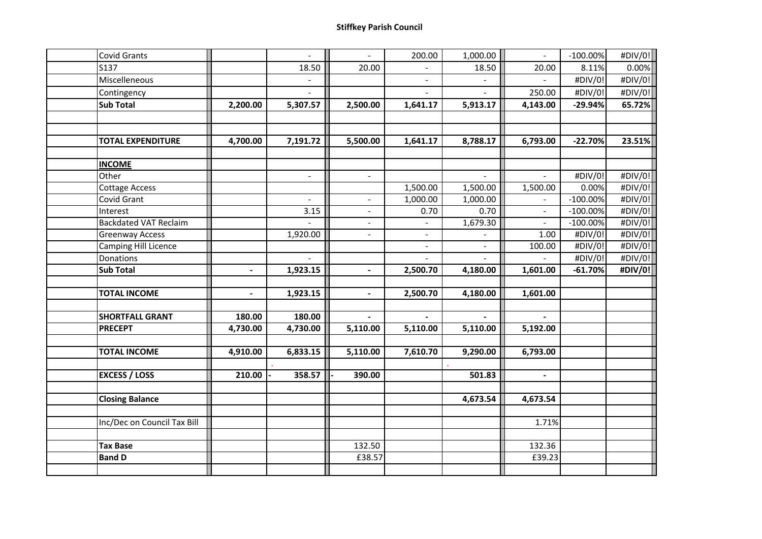# Stiffkey Parish Council

| | | | | | | | | |
|---|---|---|---|---|---|---|---|---|
| Covid Grants | | - | - | 200.00 | 1,000.00 | - | -100.00% | #DIV/0! |
| S137 | | 18.50 | 20.00 | - | 18.50 | 20.00 | 8.11% | 0.00% |
| Miscelleneous | | - | | - | - | - | #DIV/0! | #DIV/0! |
| Contingency | | - | | - | - | 250.00 | #DIV/0! | #DIV/0! |
| **Sub Total** | **2,200.00** | **5,307.57** | **2,500.00** | **1,641.17** | **5,913.17** | **4,143.00** | **-29.94%** | **65.72%** |
| | | | | | | | | |
| | | | | | | | | |
| **TOTAL EXPENDITURE** | **4,700.00** | **7,191.72** | **5,500.00** | **1,641.17** | **8,788.17** | **6,793.00** | **-22.70%** | **23.51%** |
| | | | | | | | | |
| **INCOME** | | | | | | | | |
| Other | | - | - | | - | - | #DIV/0! | #DIV/0! |
| Cottage Access | | | | 1,500.00 | 1,500.00 | 1,500.00 | 0.00% | #DIV/0! |
| Covid Grant | | - | - | 1,000.00 | 1,000.00 | - | -100.00% | #DIV/0! |
| Interest | | 3.15 | - | 0.70 | 0.70 | - | -100.00% | #DIV/0! |
| Backdated VAT Reclaim | | - | - | - | 1,679.30 | - | -100.00% | #DIV/0! |
| Greenway Access | | 1,920.00 | - | - | - | 1.00 | #DIV/0! | #DIV/0! |
| Camping Hill Licence | | | | - | - | 100.00 | #DIV/0! | #DIV/0! |
| Donations | | - | | - | - | - | #DIV/0! | #DIV/0! |
| **Sub Total** | **-** | **1,923.15** | **-** | **2,500.70** | **4,180.00** | **1,601.00** | **-61.70%** | **#DIV/0!** |
| | | | | | | | | |
| **TOTAL INCOME** | **-** | **1,923.15** | **-** | **2,500.70** | **4,180.00** | **1,601.00** | | |
| | | | | | | | | |
| **SHORTFALL GRANT** | **180.00** | **180.00** | **-** | **-** | **-** | **-** | | |
| **PRECEPT** | **4,730.00** | **4,730.00** | **5,110.00** | **5,110.00** | **5,110.00** | **5,192.00** | | |
| | | | | | | | | |
| **TOTAL INCOME** | **4,910.00** | **6,833.15** | **5,110.00** | **7,610.70** | **9,290.00** | **6,793.00** | | |
| | | | | | | | | |
| **EXCESS / LOSS** | **210.00** | **- 358.57** | **- 390.00** | | **501.83** | **-** | | |
| | | | | | | | | |
| **Closing Balance** | | | | | **4,673.54** | **4,673.54** | | |
| | | | | | | | | |
| Inc/Dec on Council Tax Bill | | | | | | 1.71% | | |
| | | | | | | | | |
| **Tax Base** | | | 132.50 | | | 132.36 | | |
| **Band D** | | | £38.57 | | | £39.23 | | |
| | | | | | | | | |